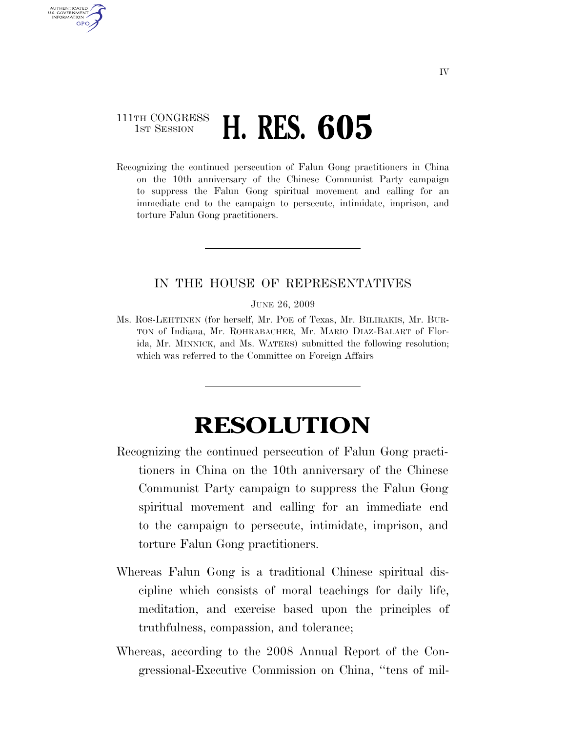111TH CONGRESS
1ST SESSION

# H. RES. 605

Recognizing the continued persecution of Falun Gong practitioners in China on the 10th anniversary of the Chinese Communist Party campaign to suppress the Falun Gong spiritual movement and calling for an immediate end to the campaign to persecute, intimidate, imprison, and torture Falun Gong practitioners.

---

IN THE HOUSE OF REPRESENTATIVES

JUNE 26, 2009

Ms. ROS-LEHTINEN (for herself, Mr. POE of Texas, Mr. BILIRAKIS, Mr. BURTON of Indiana, Mr. ROHRABACHER, Mr. MARIO DIAZ-BALART of Florida, Mr. MINNICK, and Ms. WATERS) submitted the following resolution; which was referred to the Committee on Foreign Affairs

---

# RESOLUTION

Recognizing the continued persecution of Falun Gong practitioners in China on the 10th anniversary of the Chinese Communist Party campaign to suppress the Falun Gong spiritual movement and calling for an immediate end to the campaign to persecute, intimidate, imprison, and torture Falun Gong practitioners.

Whereas Falun Gong is a traditional Chinese spiritual discipline which consists of moral teachings for daily life, meditation, and exercise based upon the principles of truthfulness, compassion, and tolerance;

Whereas, according to the 2008 Annual Report of the Congressional-Executive Commission on China, "tens of mil-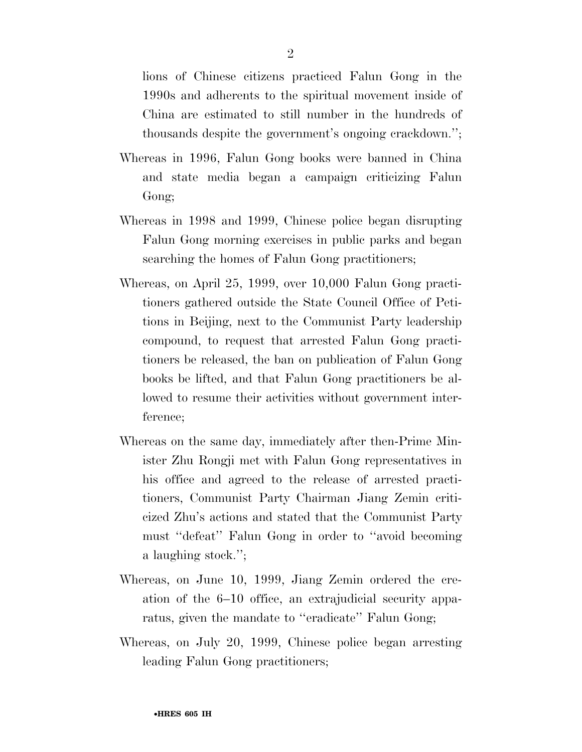lions of Chinese citizens practiced Falun Gong in the 1990s and adherents to the spiritual movement inside of China are estimated to still number in the hundreds of thousands despite the government's ongoing crackdown.'';

Whereas in 1996, Falun Gong books were banned in China and state media began a campaign criticizing Falun Gong;

Whereas in 1998 and 1999, Chinese police began disrupting Falun Gong morning exercises in public parks and began searching the homes of Falun Gong practitioners;

Whereas, on April 25, 1999, over 10,000 Falun Gong practitioners gathered outside the State Council Office of Petitions in Beijing, next to the Communist Party leadership compound, to request that arrested Falun Gong practitioners be released, the ban on publication of Falun Gong books be lifted, and that Falun Gong practitioners be allowed to resume their activities without government interference;

Whereas on the same day, immediately after then-Prime Minister Zhu Rongji met with Falun Gong representatives in his office and agreed to the release of arrested practitioners, Communist Party Chairman Jiang Zemin criticized Zhu's actions and stated that the Communist Party must ''defeat'' Falun Gong in order to ''avoid becoming a laughing stock.'';

Whereas, on June 10, 1999, Jiang Zemin ordered the creation of the 6–10 office, an extrajudicial security apparatus, given the mandate to ''eradicate'' Falun Gong;

Whereas, on July 20, 1999, Chinese police began arresting leading Falun Gong practitioners;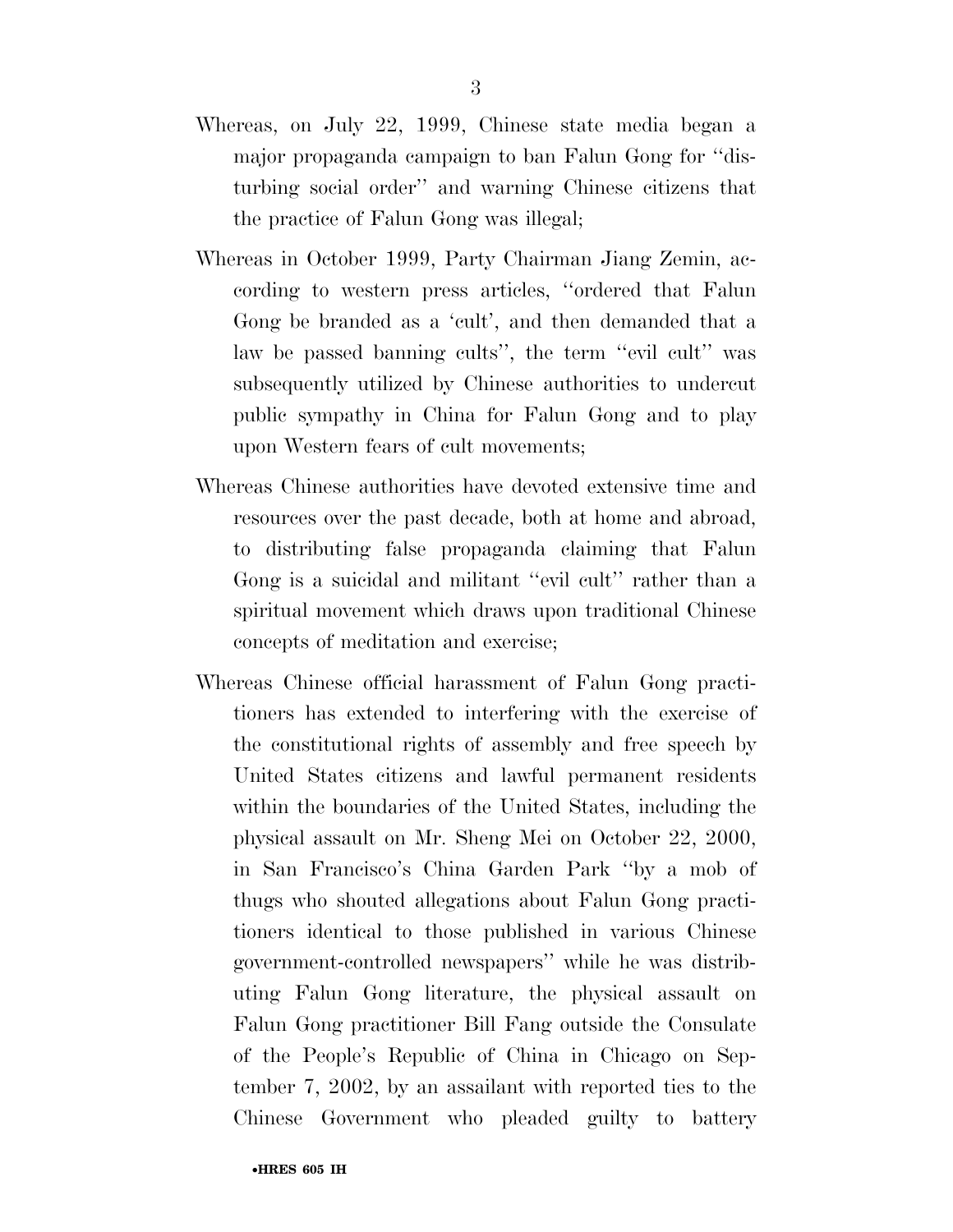Whereas, on July 22, 1999, Chinese state media began a major propaganda campaign to ban Falun Gong for ''disturbing social order'' and warning Chinese citizens that the practice of Falun Gong was illegal;

Whereas in October 1999, Party Chairman Jiang Zemin, according to western press articles, ''ordered that Falun Gong be branded as a 'cult', and then demanded that a law be passed banning cults'', the term ''evil cult'' was subsequently utilized by Chinese authorities to undercut public sympathy in China for Falun Gong and to play upon Western fears of cult movements;

Whereas Chinese authorities have devoted extensive time and resources over the past decade, both at home and abroad, to distributing false propaganda claiming that Falun Gong is a suicidal and militant ''evil cult'' rather than a spiritual movement which draws upon traditional Chinese concepts of meditation and exercise;

Whereas Chinese official harassment of Falun Gong practitioners has extended to interfering with the exercise of the constitutional rights of assembly and free speech by United States citizens and lawful permanent residents within the boundaries of the United States, including the physical assault on Mr. Sheng Mei on October 22, 2000, in San Francisco's China Garden Park ''by a mob of thugs who shouted allegations about Falun Gong practitioners identical to those published in various Chinese government-controlled newspapers'' while he was distributing Falun Gong literature, the physical assault on Falun Gong practitioner Bill Fang outside the Consulate of the People's Republic of China in Chicago on September 7, 2002, by an assailant with reported ties to the Chinese Government who pleaded guilty to battery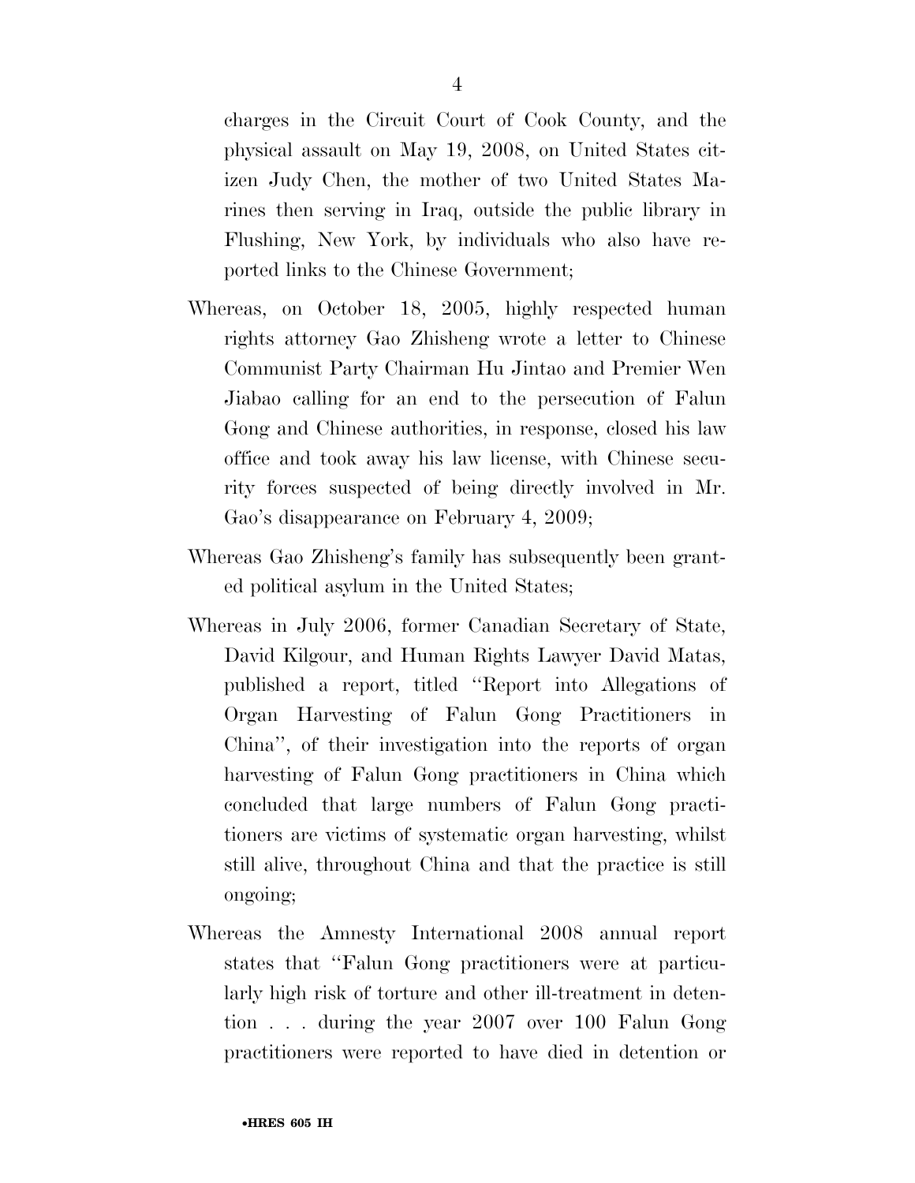charges in the Circuit Court of Cook County, and the physical assault on May 19, 2008, on United States citizen Judy Chen, the mother of two United States Marines then serving in Iraq, outside the public library in Flushing, New York, by individuals who also have reported links to the Chinese Government;

Whereas, on October 18, 2005, highly respected human rights attorney Gao Zhisheng wrote a letter to Chinese Communist Party Chairman Hu Jintao and Premier Wen Jiabao calling for an end to the persecution of Falun Gong and Chinese authorities, in response, closed his law office and took away his law license, with Chinese security forces suspected of being directly involved in Mr. Gao's disappearance on February 4, 2009;

Whereas Gao Zhisheng's family has subsequently been granted political asylum in the United States;

Whereas in July 2006, former Canadian Secretary of State, David Kilgour, and Human Rights Lawyer David Matas, published a report, titled "Report into Allegations of Organ Harvesting of Falun Gong Practitioners in China", of their investigation into the reports of organ harvesting of Falun Gong practitioners in China which concluded that large numbers of Falun Gong practitioners are victims of systematic organ harvesting, whilst still alive, throughout China and that the practice is still ongoing;

Whereas the Amnesty International 2008 annual report states that "Falun Gong practitioners were at particularly high risk of torture and other ill-treatment in detention . . . during the year 2007 over 100 Falun Gong practitioners were reported to have died in detention or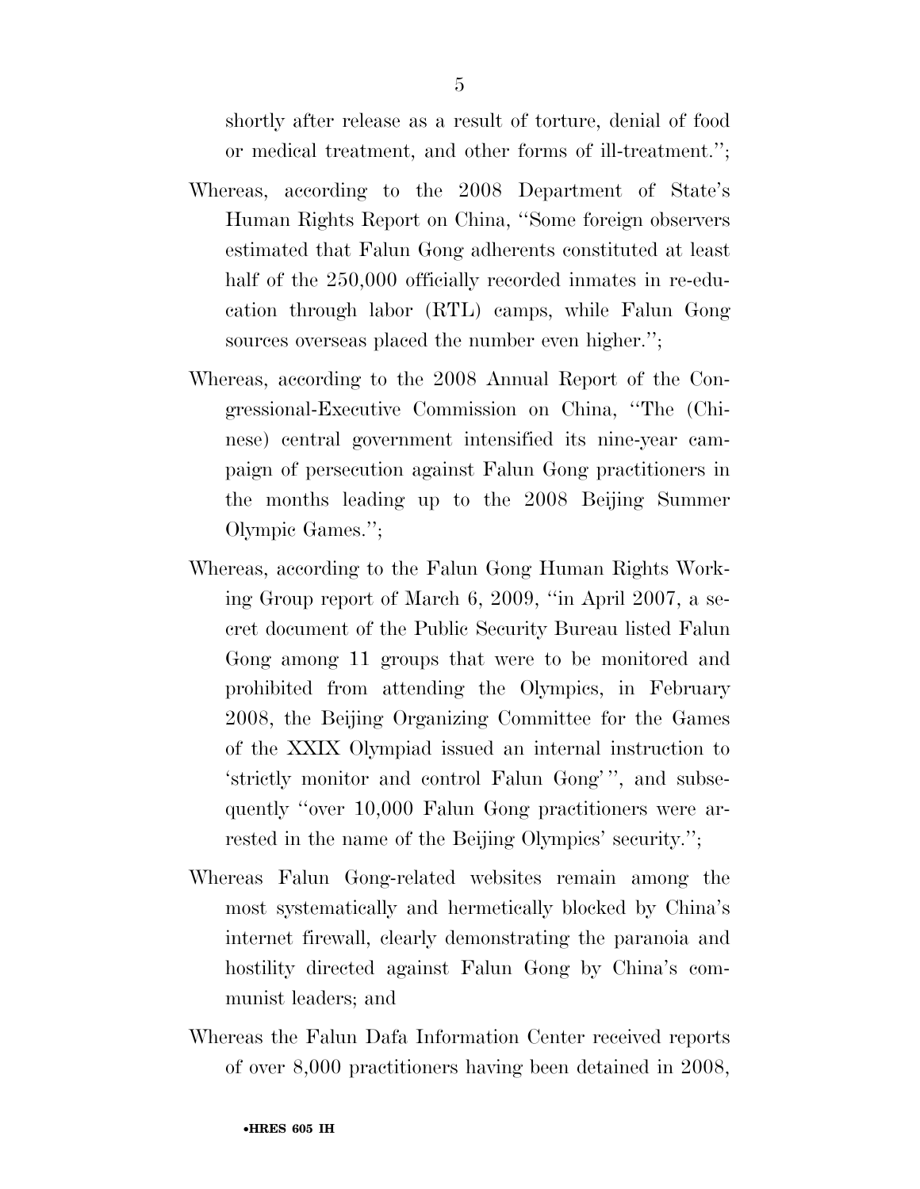shortly after release as a result of torture, denial of food or medical treatment, and other forms of ill-treatment.'';

Whereas, according to the 2008 Department of State's Human Rights Report on China, ''Some foreign observers estimated that Falun Gong adherents constituted at least half of the 250,000 officially recorded inmates in re-education through labor (RTL) camps, while Falun Gong sources overseas placed the number even higher.'';

Whereas, according to the 2008 Annual Report of the Congressional-Executive Commission on China, ''The (Chinese) central government intensified its nine-year campaign of persecution against Falun Gong practitioners in the months leading up to the 2008 Beijing Summer Olympic Games.'';

Whereas, according to the Falun Gong Human Rights Working Group report of March 6, 2009, ''in April 2007, a secret document of the Public Security Bureau listed Falun Gong among 11 groups that were to be monitored and prohibited from attending the Olympics, in February 2008, the Beijing Organizing Committee for the Games of the XXIX Olympiad issued an internal instruction to 'strictly monitor and control Falun Gong' '', and subsequently ''over 10,000 Falun Gong practitioners were arrested in the name of the Beijing Olympics' security.'';

Whereas Falun Gong-related websites remain among the most systematically and hermetically blocked by China's internet firewall, clearly demonstrating the paranoia and hostility directed against Falun Gong by China's communist leaders; and

Whereas the Falun Dafa Information Center received reports of over 8,000 practitioners having been detained in 2008,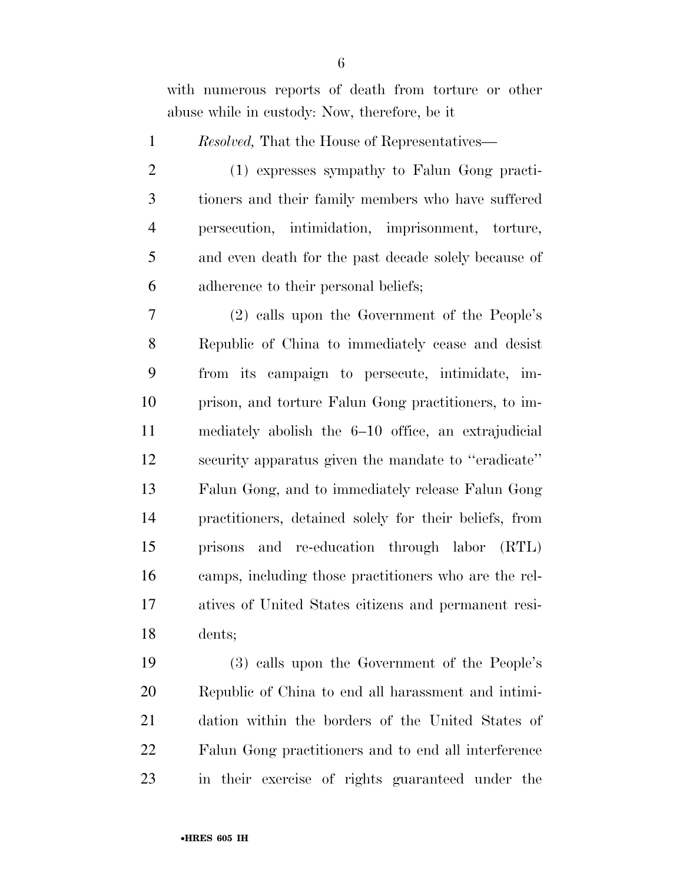with numerous reports of death from torture or other abuse while in custody: Now, therefore, be it

*Resolved,* That the House of Representatives—

(1) expresses sympathy to Falun Gong practitioners and their family members who have suffered persecution, intimidation, imprisonment, torture, and even death for the past decade solely because of adherence to their personal beliefs;

(2) calls upon the Government of the People's Republic of China to immediately cease and desist from its campaign to persecute, intimidate, imprison, and torture Falun Gong practitioners, to immediately abolish the 6–10 office, an extrajudicial security apparatus given the mandate to ''eradicate'' Falun Gong, and to immediately release Falun Gong practitioners, detained solely for their beliefs, from prisons and re-education through labor (RTL) camps, including those practitioners who are the relatives of United States citizens and permanent residents;

(3) calls upon the Government of the People's Republic of China to end all harassment and intimidation within the borders of the United States of Falun Gong practitioners and to end all interference in their exercise of rights guaranteed under the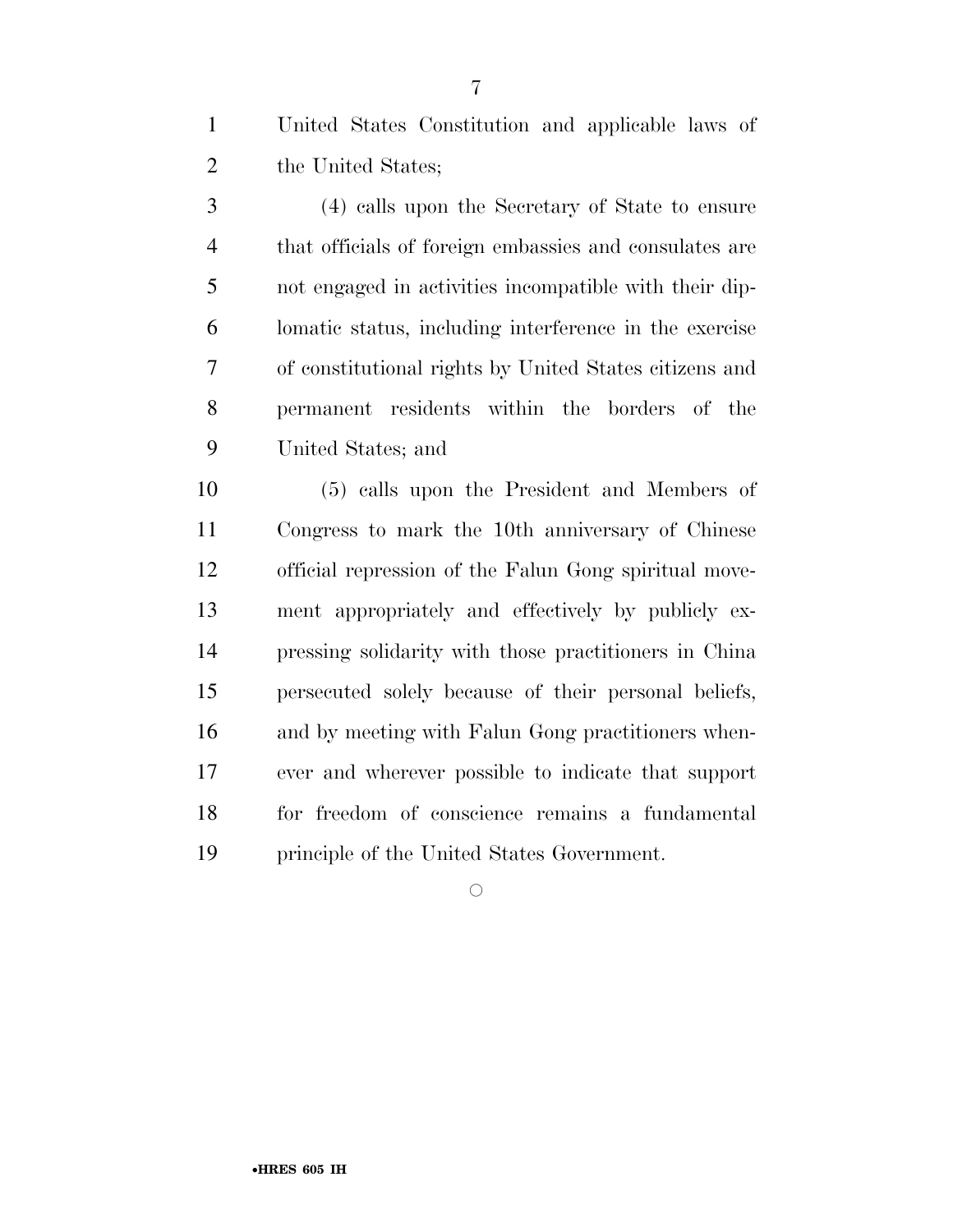United States Constitution and applicable laws of the United States;

(4) calls upon the Secretary of State to ensure that officials of foreign embassies and consulates are not engaged in activities incompatible with their diplomatic status, including interference in the exercise of constitutional rights by United States citizens and permanent residents within the borders of the United States; and

(5) calls upon the President and Members of Congress to mark the 10th anniversary of Chinese official repression of the Falun Gong spiritual movement appropriately and effectively by publicly expressing solidarity with those practitioners in China persecuted solely because of their personal beliefs, and by meeting with Falun Gong practitioners whenever and wherever possible to indicate that support for freedom of conscience remains a fundamental principle of the United States Government.

○